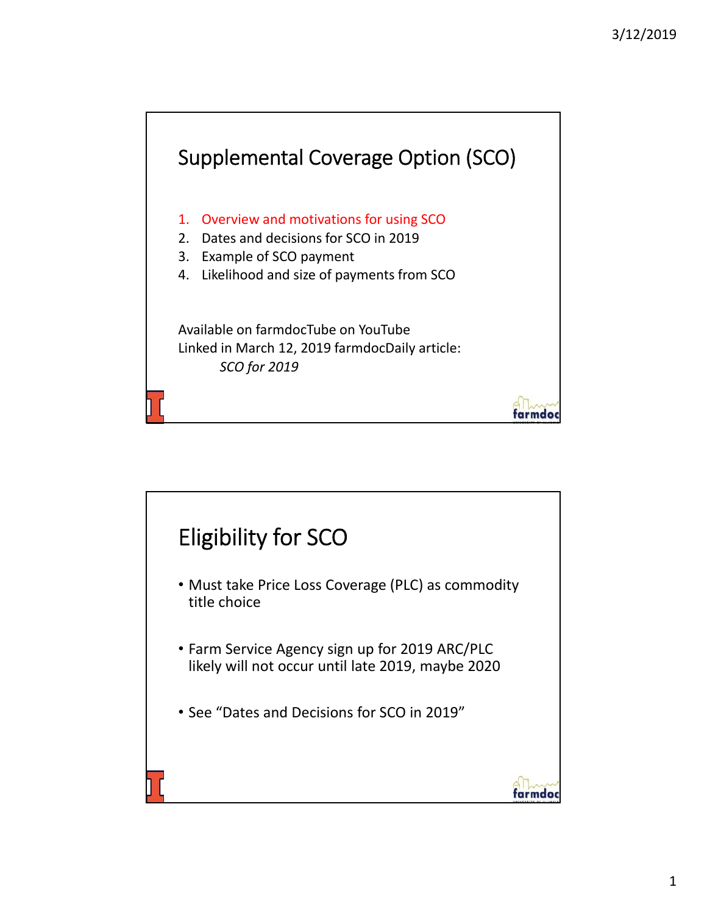# Supplemental Coverage Option (SCO)

1. Overview and motivations for using SCO
2. Dates and decisions for SCO in 2019
3. Example of SCO payment
4. Likelihood and size of payments from SCO

Available on farmdocTube on YouTube
Linked in March 12, 2019 farmdocDaily article:
*SCO for 2019*

# Eligibility for SCO

- Must take Price Loss Coverage (PLC) as commodity title choice
- Farm Service Agency sign up for 2019 ARC/PLC likely will not occur until late 2019, maybe 2020
- See "Dates and Decisions for SCO in 2019"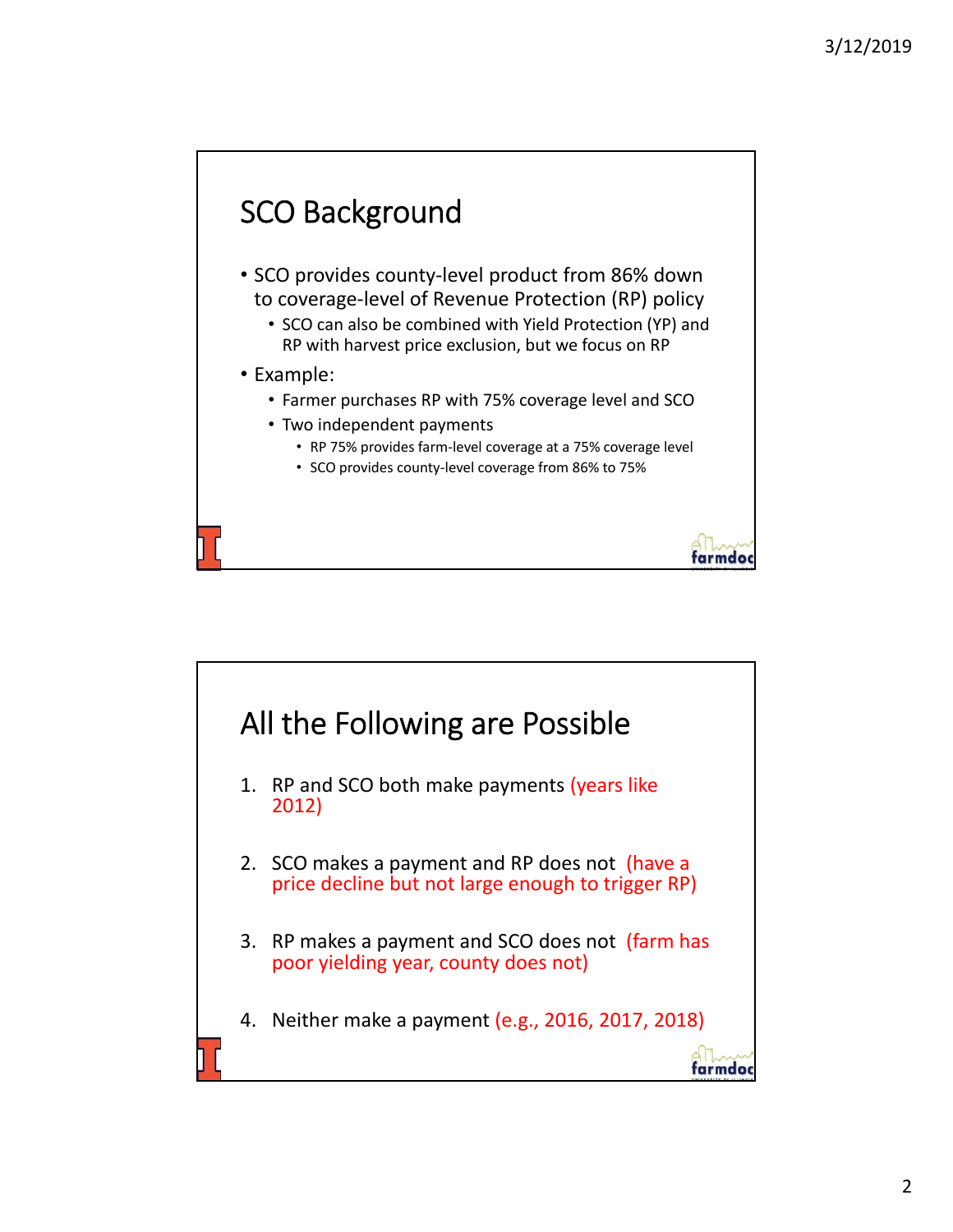## SCO Background

- SCO provides county-level product from 86% down to coverage-level of Revenue Protection (RP) policy
  - SCO can also be combined with Yield Protection (YP) and RP with harvest price exclusion, but we focus on RP
- Example:
  - Farmer purchases RP with 75% coverage level and SCO
  - Two independent payments
    - RP 75% provides farm-level coverage at a 75% coverage level
    - SCO provides county-level coverage from 86% to 75%

## All the Following are Possible

1. RP and SCO both make payments (years like 2012)
2. SCO makes a payment and RP does not (have a price decline but not large enough to trigger RP)
3. RP makes a payment and SCO does not (farm has poor yielding year, county does not)
4. Neither make a payment (e.g., 2016, 2017, 2018)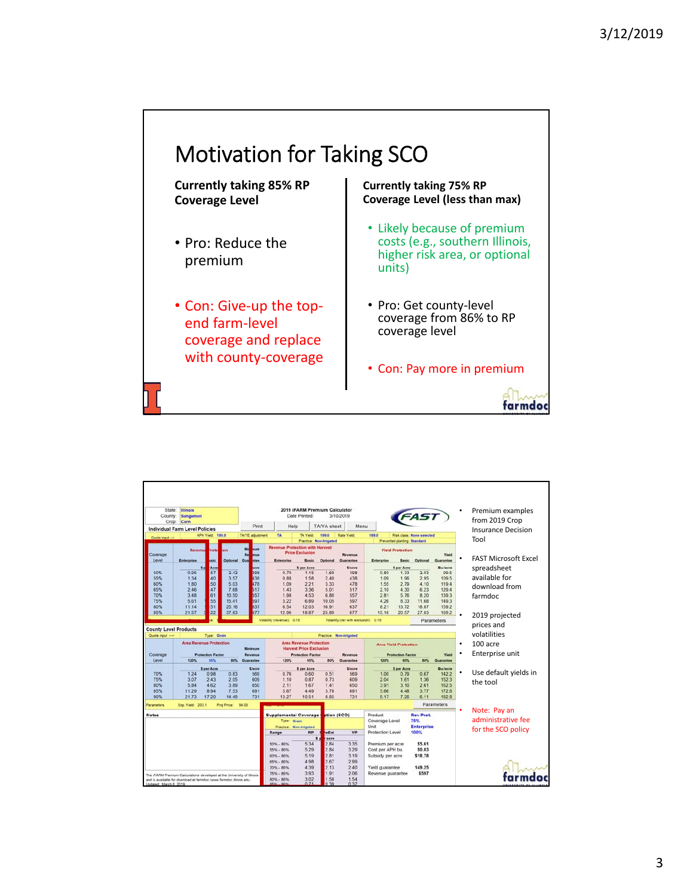# Motivation for Taking SCO

**Currently taking 85% RP Coverage Level**

- Pro: Reduce the premium
- Con: Give-up the top-end farm-level coverage and replace with county-coverage

**Currently taking 75% RP Coverage Level (less than max)**

- Likely because of premium costs (e.g., southern Illinois, higher risk area, or optional units)
- Pro: Get county-level coverage from 86% to RP coverage level
- Con: Pay more in premium

---

State: Illinois
County: Sangamon
Crop: Corn

2019 iFARM Premium Calculator
Date Printed: 3/10/2019

**Individual Farm Level Policies**

APH Yield: 188.0 | TA/YE adjustment: TA | TA Yield: 199.0 | Rate Yield: 188.0 | Risk class: None selected
Practice: Non-irrigated | Prevented planting: Standard

| Coverage Level | Revenue Protection Enterprise | Basic | Optional | Minimum Revenue Guarantee | RP with Harvest Price Exclusion Enterprise | Basic | Optional | Revenue Guarantee | Yield Protection Enterprise | Basic | Optional | Yield Guarantee |
|---|---|---|---|---|---|---|---|---|---|---|---|---|
| | $ per Acre | | | $/acre | $ per Acre | | | $/acre | $ per Acre | | | Bu/acre |
| 50% | 0.95 | .57 | 2.42 | 398 | 0.70 | 1.15 | 1.69 | 398 | 0.90 | 1.33 | 2.03 | 99.5 |
| 55% | 1.34 | .40 | 3.57 | 438 | 0.88 | 1.58 | 2.40 | 438 | 1.09 | 1.96 | 2.95 | 109.5 |
| 60% | 1.80 | .50 | 5.03 | 478 | 1.09 | 2.21 | 3.33 | 478 | 1.55 | 2.79 | 4.10 | 119.4 |
| 65% | 2.46 | .47 | 7.68 | 517 | 1.43 | 3.36 | 5.01 | 517 | 2.10 | 4.30 | 6.23 | 129.4 |
| 70% | 3.48 | .61 | 10.50 | 557 | 1.98 | 4.53 | 6.80 | 557 | 2.81 | 5.76 | 8.20 | 139.3 |
| 75% | 5.61 | .55 | 15.41 | 597 | 3.22 | 6.89 | 10.05 | 597 | 4.26 | 8.33 | 11.68 | 149.3 |
| 80% | 11.14 | .51 | 25.16 | 637 | 6.54 | 12.03 | 16.91 | 637 | 8.21 | 13.72 | 18.87 | 159.2 |
| 85% | 21.57 | .22 | 37.63 | 677 | 12.96 | 18.87 | 25.89 | 677 | 15.16 | 20.57 | 27.83 | 169.2 |

Volatility (revenue): 0.15 | Volatility (rev with exclusion): 0.15

**County Level Products**

Type: Grain | Practice: Non-irrigated

| Coverage Level | Area Revenue Protection 120% | 95% | 80% | Minimum Revenue Guarantee | ARP Harvest Price Exclusion 120% | 95% | 80% | Revenue Guarantee | Area Yield Protection 120% | 95% | 80% | Yield Guarantee |
|---|---|---|---|---|---|---|---|---|---|---|---|---|
| | $ per Acre | | | $/acre | | | | | | | | Bu/acre |
| 70% | 1.24 | 0.98 | 0.83 | 569 | 0.76 | 0.60 | 0.51 | 569 | 1.00 | 0.79 | 0.67 | 142.2 |
| 75% | 3.07 | 2.43 | 2.05 | 609 | 1.10 | 0.87 | 0.73 | 609 | 2.04 | 1.61 | 1.36 | 152.3 |
| 80% | 5.84 | 4.62 | 3.89 | 650 | 2.11 | 1.67 | 1.41 | 650 | 3.91 | 3.10 | 2.61 | 162.5 |
| 85% | 11.29 | 8.94 | 7.53 | 691 | 5.67 | 4.49 | 3.78 | 691 | 5.66 | 4.48 | 3.77 | 172.6 |
| 90% | 21.73 | 17.20 | 14.49 | 731 | 13.27 | 10.51 | 8.85 | 731 | 9.17 | 7.26 | 6.11 | 182.8 |

Exp. Yield: 203.1 | Proj Price: $4.00

**Supplemental Coverage Option (SCO)**

Type: Grain | Practice: Non-irrigated

| Range | RP | RPwExl | YP |
|---|---|---|---|
| | $ per acre | | |
| 50% – 86% | 5.34 | 2.84 | 3.35 |
| 55% – 86% | 5.29 | 2.84 | 3.29 |
| 60% – 86% | 5.19 | 2.81 | 3.19 |
| 65% – 86% | 4.98 | 2.67 | 2.99 |
| 70% – 86% | 4.39 | 2.13 | 2.40 |
| 75% – 86% | 3.93 | 1.91 | 2.06 |
| 80% – 86% | 3.02 | 1.58 | 1.54 |
| 85% – 86% | 0.71 | 0.39 | 0.37 |

Product: Rev Prot. | Coverage Level: 75% | Unit: Enterprise | Protection Level: 100%
Premium per acre: $5.61 | Cost per APH bu: $0.03 | Subsidy per acre: $18.78
Yield guarantee: 149.25 | Revenue guarantee: $597

The iFARM Premium Calculations developed at the University of Illinois and is available for download at farmdoc (www.farmdoc.illinois.edu). Updated: March 8, 2019

- Premium examples from 2019 Crop Insurance Decision Tool
- FAST Microsoft Excel spreadsheet available for download from farmdoc
- 2019 projected prices and volatilities
- 100 acre
- Enterprise unit
- Use default yields in the tool
- Note: Pay an administrative fee for the SCO policy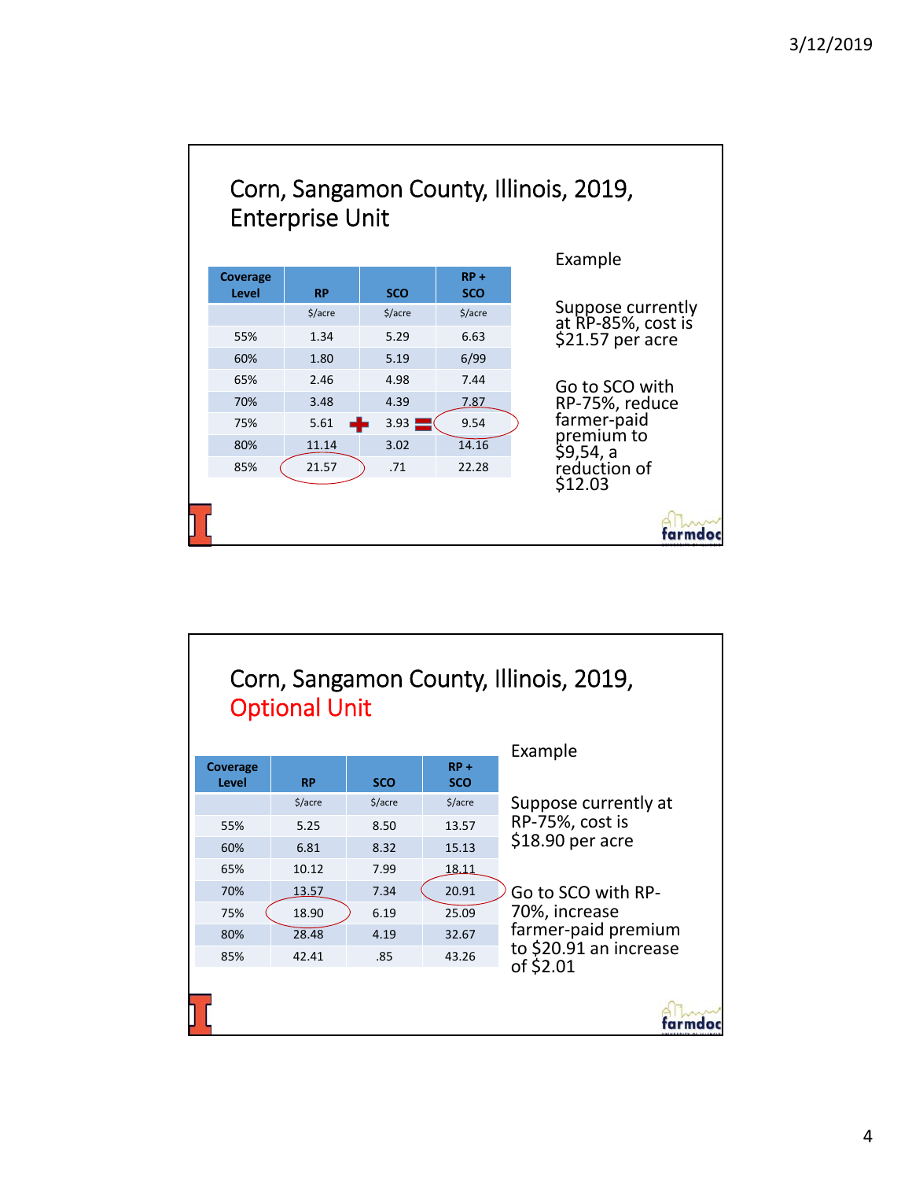## Corn, Sangamon County, Illinois, 2019, Enterprise Unit

| Coverage Level | RP | SCO | RP + SCO |
|---|---|---|---|
| | $/acre | $/acre | $/acre |
| 55% | 1.34 | 5.29 | 6.63 |
| 60% | 1.80 | 5.19 | 6/99 |
| 65% | 2.46 | 4.98 | 7.44 |
| 70% | 3.48 | 4.39 | 7.87 |
| 75% | 5.61 | 3.93 | 9.54 |
| 80% | 11.14 | 3.02 | 14.16 |
| 85% | 21.57 | .71 | 22.28 |

Example

Suppose currently at RP-85%, cost is $21.57 per acre

Go to SCO with RP-75%, reduce farmer-paid premium to $9,54, a reduction of $12.03

## Corn, Sangamon County, Illinois, 2019, Optional Unit

| Coverage Level | RP | SCO | RP + SCO |
|---|---|---|---|
| | $/acre | $/acre | $/acre |
| 55% | 5.25 | 8.50 | 13.57 |
| 60% | 6.81 | 8.32 | 15.13 |
| 65% | 10.12 | 7.99 | 18.11 |
| 70% | 13.57 | 7.34 | 20.91 |
| 75% | 18.90 | 6.19 | 25.09 |
| 80% | 28.48 | 4.19 | 32.67 |
| 85% | 42.41 | .85 | 43.26 |

Example

Suppose currently at RP-75%, cost is $18.90 per acre

Go to SCO with RP-70%, increase farmer-paid premium to $20.91 an increase of $2.01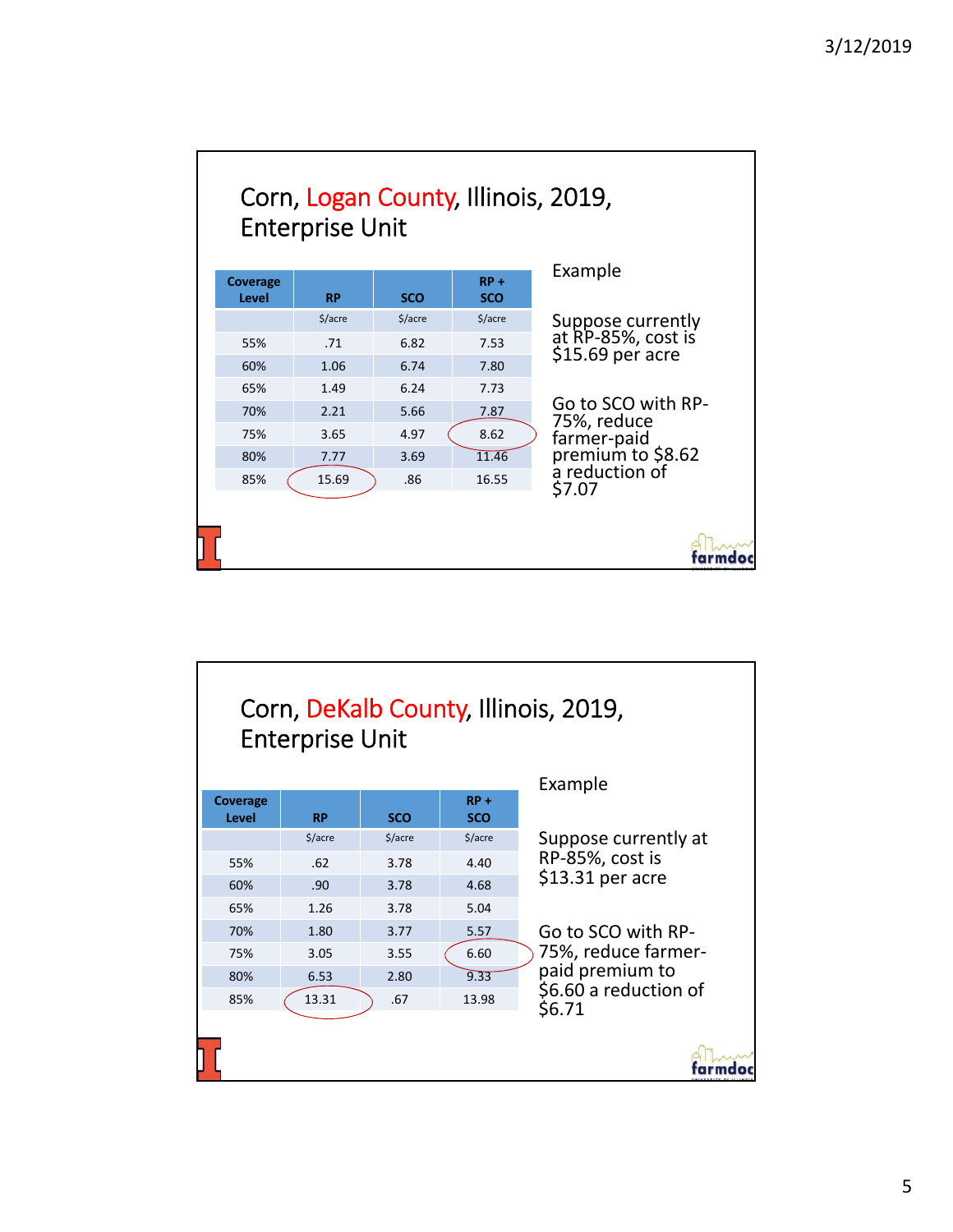## Corn, Logan County, Illinois, 2019, Enterprise Unit

| Coverage Level | RP | SCO | RP + SCO |
|---|---|---|---|
| | $/acre | $/acre | $/acre |
| 55% | .71 | 6.82 | 7.53 |
| 60% | 1.06 | 6.74 | 7.80 |
| 65% | 1.49 | 6.24 | 7.73 |
| 70% | 2.21 | 5.66 | 7.87 |
| 75% | 3.65 | 4.97 | 8.62 |
| 80% | 7.77 | 3.69 | 11.46 |
| 85% | 15.69 | .86 | 16.55 |

Example

Suppose currently at RP-85%, cost is $15.69 per acre

Go to SCO with RP-75%, reduce farmer-paid premium to $8.62 a reduction of $7.07

## Corn, DeKalb County, Illinois, 2019, Enterprise Unit

| Coverage Level | RP | SCO | RP + SCO |
|---|---|---|---|
| | $/acre | $/acre | $/acre |
| 55% | .62 | 3.78 | 4.40 |
| 60% | .90 | 3.78 | 4.68 |
| 65% | 1.26 | 3.78 | 5.04 |
| 70% | 1.80 | 3.77 | 5.57 |
| 75% | 3.05 | 3.55 | 6.60 |
| 80% | 6.53 | 2.80 | 9.33 |
| 85% | 13.31 | .67 | 13.98 |

Example

Suppose currently at RP-85%, cost is $13.31 per acre

Go to SCO with RP-75%, reduce farmer-paid premium to $6.60 a reduction of $6.71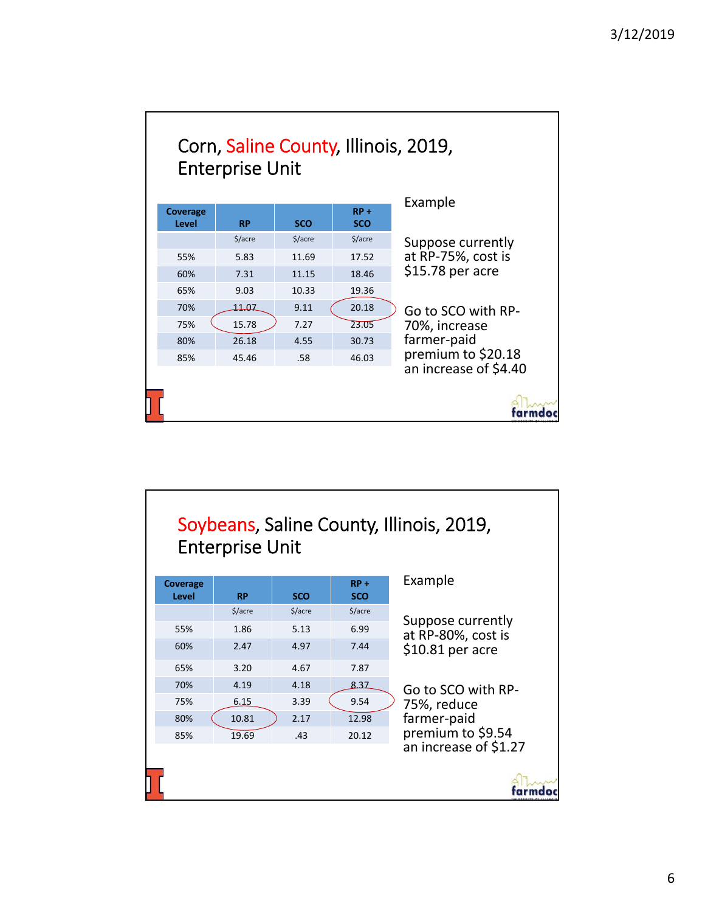## Corn, Saline County, Illinois, 2019, Enterprise Unit

| Coverage Level | RP | SCO | RP + SCO |
|---|---|---|---|
| | $/acre | $/acre | $/acre |
| 55% | 5.83 | 11.69 | 17.52 |
| 60% | 7.31 | 11.15 | 18.46 |
| 65% | 9.03 | 10.33 | 19.36 |
| 70% | 11.07 | 9.11 | 20.18 |
| 75% | 15.78 | 7.27 | 23.05 |
| 80% | 26.18 | 4.55 | 30.73 |
| 85% | 45.46 | .58 | 46.03 |

Example

Suppose currently at RP-75%, cost is $15.78 per acre

Go to SCO with RP-70%, increase farmer-paid premium to $20.18 an increase of $4.40

## Soybeans, Saline County, Illinois, 2019, Enterprise Unit

| Coverage Level | RP | SCO | RP + SCO |
|---|---|---|---|
| | $/acre | $/acre | $/acre |
| 55% | 1.86 | 5.13 | 6.99 |
| 60% | 2.47 | 4.97 | 7.44 |
| 65% | 3.20 | 4.67 | 7.87 |
| 70% | 4.19 | 4.18 | 8.37 |
| 75% | 6.15 | 3.39 | 9.54 |
| 80% | 10.81 | 2.17 | 12.98 |
| 85% | 19.69 | .43 | 20.12 |

Example

Suppose currently at RP-80%, cost is $10.81 per acre

Go to SCO with RP-75%, reduce farmer-paid premium to $9.54 an increase of $1.27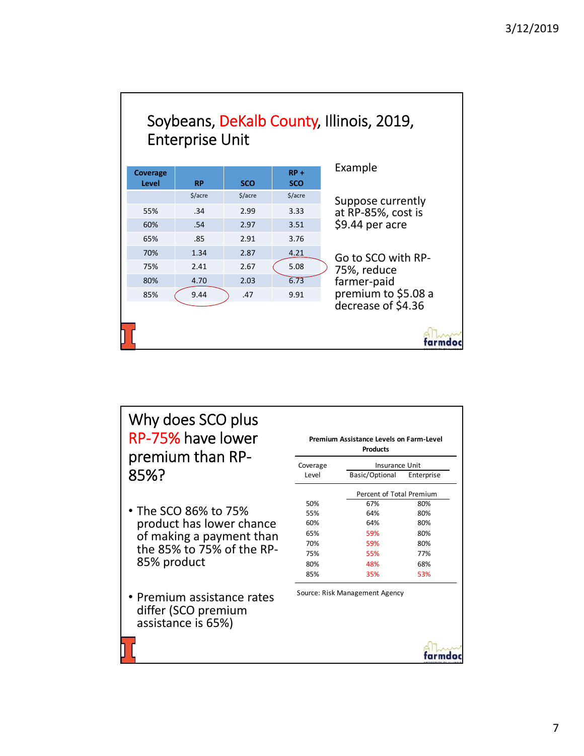## Soybeans, DeKalb County, Illinois, 2019, Enterprise Unit

| Coverage Level | RP | SCO | RP + SCO |
|---|---|---|---|
| | $/acre | $/acre | $/acre |
| 55% | .34 | 2.99 | 3.33 |
| 60% | .54 | 2.97 | 3.51 |
| 65% | .85 | 2.91 | 3.76 |
| 70% | 1.34 | 2.87 | 4.21 |
| 75% | 2.41 | 2.67 | 5.08 |
| 80% | 4.70 | 2.03 | 6.73 |
| 85% | 9.44 | .47 | 9.91 |

Example

Suppose currently at RP-85%, cost is $9.44 per acre

Go to SCO with RP-75%, reduce farmer-paid premium to $5.08 a decrease of $4.36

## Why does SCO plus RP-75% have lower premium than RP-85%?

- The SCO 86% to 75% product has lower chance of making a payment than the 85% to 75% of the RP-85% product
- Premium assistance rates differ (SCO premium assistance is 65%)

**Premium Assistance Levels on Farm-Level Products**

| Coverage Level | Insurance Unit | |
|---|---|---|
| | Basic/Optional | Enterprise |
| | Percent of Total Premium | |
| 50% | 67% | 80% |
| 55% | 64% | 80% |
| 60% | 64% | 80% |
| 65% | 59% | 80% |
| 70% | 59% | 80% |
| 75% | 55% | 77% |
| 80% | 48% | 68% |
| 85% | 35% | 53% |

Source: Risk Management Agency